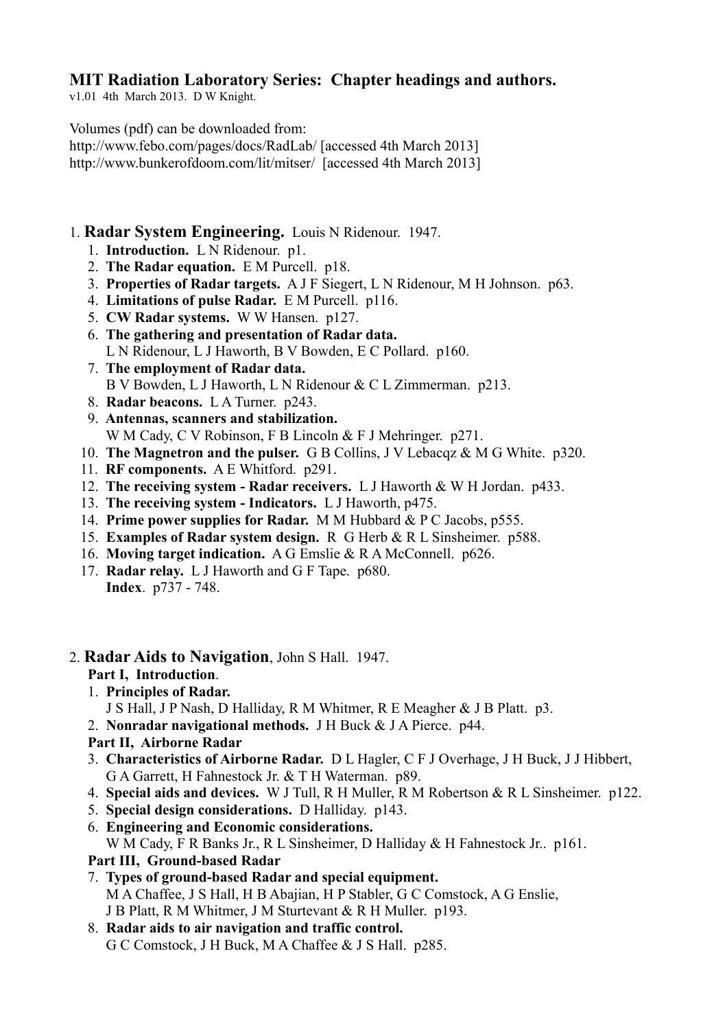**MIT Radiation Laboratory Series: Chapter headings and authors.**

v1.01 4th March 2013. D W Knight.

Volumes (pdf) can be downloaded from:
http://www.febo.com/pages/docs/RadLab/ [accessed 4th March 2013]
http://www.bunkerofdoom.com/lit/mitser/ [accessed 4th March 2013]

1. **Radar System Engineering.** Louis N Ridenour. 1947.
   1. **Introduction.** L N Ridenour. p1.
   2. **The Radar equation.** E M Purcell. p18.
   3. **Properties of Radar targets.** A J F Siegert, L N Ridenour, M H Johnson. p63.
   4. **Limitations of pulse Radar.** E M Purcell. p116.
   5. **CW Radar systems.** W W Hansen. p127.
   6. **The gathering and presentation of Radar data.**
      L N Ridenour, L J Haworth, B V Bowden, E C Pollard. p160.
   7. **The employment of Radar data.**
      B V Bowden, L J Haworth, L N Ridenour & C L Zimmerman. p213.
   8. **Radar beacons.** L A Turner. p243.
   9. **Antennas, scanners and stabilization.**
      W M Cady, C V Robinson, F B Lincoln & F J Mehringer. p271.
   10. **The Magnetron and the pulser.** G B Collins, J V Lebacqz & M G White. p320.
   11. **RF components.** A E Whitford. p291.
   12. **The receiving system - Radar receivers.** L J Haworth & W H Jordan. p433.
   13. **The receiving system - Indicators.** L J Haworth, p475.
   14. **Prime power supplies for Radar.** M M Hubbard & P C Jacobs, p555.
   15. **Examples of Radar system design.** R G Herb & R L Sinsheimer. p588.
   16. **Moving target indication.** A G Emslie & R A McConnell. p626.
   17. **Radar relay.** L J Haworth and G F Tape. p680.

   **Index**. p737 - 748.

2. **Radar Aids to Navigation**, John S Hall. 1947.

   **Part I, Introduction**.
   1. **Principles of Radar.**
      J S Hall, J P Nash, D Halliday, R M Whitmer, R E Meagher & J B Platt. p3.
   2. **Nonradar navigational methods.** J H Buck & J A Pierce. p44.

   **Part II, Airborne Radar**
   3. **Characteristics of Airborne Radar.** D L Hagler, C F J Overhage, J H Buck, J J Hibbert, G A Garrett, H Fahnestock Jr. & T H Waterman. p89.
   4. **Special aids and devices.** W J Tull, R H Muller, R M Robertson & R L Sinsheimer. p122.
   5. **Special design considerations.** D Halliday. p143.
   6. **Engineering and Economic considerations.**
      W M Cady, F R Banks Jr., R L Sinsheimer, D Halliday & H Fahnestock Jr.. p161.

   **Part III, Ground-based Radar**
   7. **Types of ground-based Radar and special equipment.**
      M A Chaffee, J S Hall, H B Abajian, H P Stabler, G C Comstock, A G Enslie, J B Platt, R M Whitmer, J M Sturtevant & R H Muller. p193.
   8. **Radar aids to air navigation and traffic control.**
      G C Comstock, J H Buck, M A Chaffee & J S Hall. p285.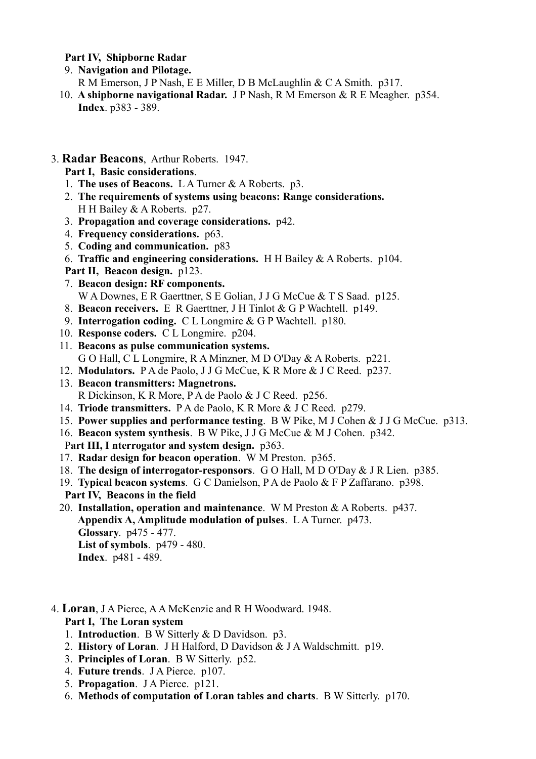**Part IV, Shipborne Radar**

9. **Navigation and Pilotage.**
   R M Emerson, J P Nash, E E Miller, D B McLaughlin & C A Smith. p317.
10. **A shipborne navigational Radar.** J P Nash, R M Emerson & R E Meagher. p354.
    **Index**. p383 - 389.

3. **Radar Beacons**, Arthur Roberts. 1947.

**Part I, Basic considerations**.

1. **The uses of Beacons.** L A Turner & A Roberts. p3.
2. **The requirements of systems using beacons: Range considerations.**
   H H Bailey & A Roberts. p27.
3. **Propagation and coverage considerations.** p42.
4. **Frequency considerations.** p63.
5. **Coding and communication.** p83
6. **Traffic and engineering considerations.** H H Bailey & A Roberts. p104.

**Part II, Beacon design.** p123.

7. **Beacon design: RF components.**
   W A Downes, E R Gaerttner, S E Golian, J J G McCue & T S Saad. p125.
8. **Beacon receivers.** E R Gaerttner, J H Tinlot & G P Wachtell. p149.
9. **Interrogation coding.** C L Longmire & G P Wachtell. p180.
10. **Response coders.** C L Longmire. p204.
11. **Beacons as pulse communication systems.**
    G O Hall, C L Longmire, R A Minzner, M D O'Day & A Roberts. p221.
12. **Modulators.** P A de Paolo, J J G McCue, K R More & J C Reed. p237.
13. **Beacon transmitters: Magnetrons.**
    R Dickinson, K R More, P A de Paolo & J C Reed. p256.
14. **Triode transmitters.** P A de Paolo, K R More & J C Reed. p279.
15. **Power supplies and performance testing**. B W Pike, M J Cohen & J J G McCue. p313.
16. **Beacon system synthesis**. B W Pike, J J G McCue & M J Cohen. p342.

**Part III, I nterrogator and system design.** p363.

17. **Radar design for beacon operation**. W M Preston. p365.
18. **The design of interrogator-responsors**. G O Hall, M D O'Day & J R Lien. p385.
19. **Typical beacon systems**. G C Danielson, P A de Paolo & F P Zaffarano. p398.

**Part IV, Beacons in the field**

20. **Installation, operation and maintenance**. W M Preston & A Roberts. p437.
    **Appendix A, Amplitude modulation of pulses**. L A Turner. p473.
    **Glossary**. p475 - 477.
    **List of symbols**. p479 - 480.
    **Index**. p481 - 489.

4. **Loran**, J A Pierce, A A McKenzie and R H Woodward. 1948.

**Part I, The Loran system**

1. **Introduction**. B W Sitterly & D Davidson. p3.
2. **History of Loran**. J H Halford, D Davidson & J A Waldschmitt. p19.
3. **Principles of Loran**. B W Sitterly. p52.
4. **Future trends**. J A Pierce. p107.
5. **Propagation**. J A Pierce. p121.
6. **Methods of computation of Loran tables and charts**. B W Sitterly. p170.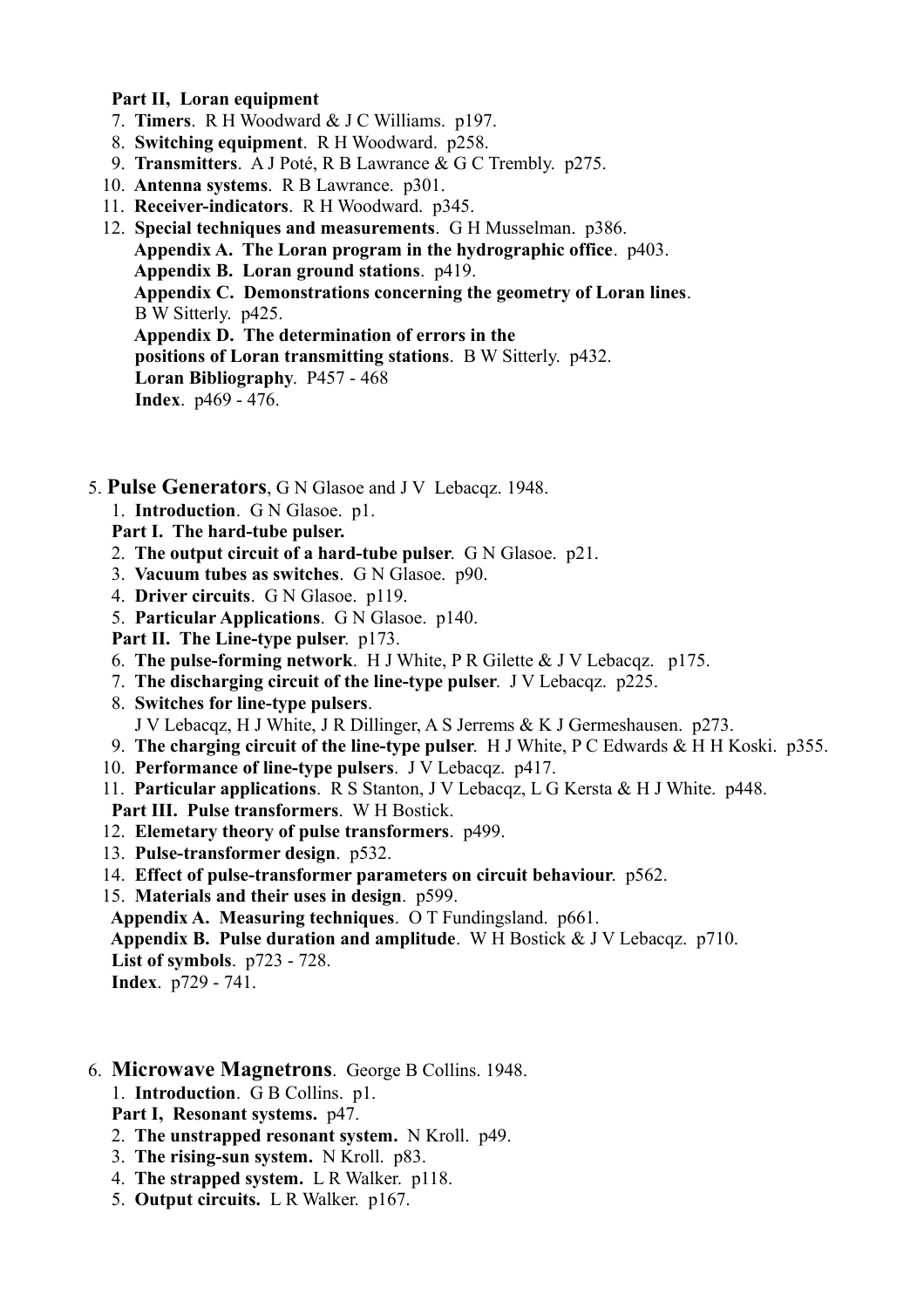**Part II, Loran equipment**

7. **Timers**. R H Woodward & J C Williams. p197.
8. **Switching equipment**. R H Woodward. p258.
9. **Transmitters**. A J Poté, R B Lawrance & G C Trembly. p275.
10. **Antenna systems**. R B Lawrance. p301.
11. **Receiver-indicators**. R H Woodward. p345.
12. **Special techniques and measurements**. G H Musselman. p386.
    **Appendix A. The Loran program in the hydrographic office**. p403.
    **Appendix B. Loran ground stations**. p419.
    **Appendix C. Demonstrations concerning the geometry of Loran lines**. B W Sitterly. p425.
    **Appendix D. The determination of errors in the positions of Loran transmitting stations**. B W Sitterly. p432.
    **Loran Bibliography**. P457 - 468
    **Index**. p469 - 476.

5. **Pulse Generators**, G N Glasoe and J V Lebacqz. 1948.

1. **Introduction**. G N Glasoe. p1.

**Part I. The hard-tube pulser.**

2. **The output circuit of a hard-tube pulser**. G N Glasoe. p21.
3. **Vacuum tubes as switches**. G N Glasoe. p90.
4. **Driver circuits**. G N Glasoe. p119.
5. **Particular Applications**. G N Glasoe. p140.

**Part II. The Line-type pulser**. p173.

6. **The pulse-forming network**. H J White, P R Gilette & J V Lebacqz. p175.
7. **The discharging circuit of the line-type pulser**. J V Lebacqz. p225.
8. **Switches for line-type pulsers**. J V Lebacqz, H J White, J R Dillinger, A S Jerrems & K J Germeshausen. p273.
9. **The charging circuit of the line-type pulser**. H J White, P C Edwards & H H Koski. p355.
10. **Performance of line-type pulsers**. J V Lebacqz. p417.
11. **Particular applications**. R S Stanton, J V Lebacqz, L G Kersta & H J White. p448.

**Part III. Pulse transformers**. W H Bostick.

12. **Elemetary theory of pulse transformers**. p499.
13. **Pulse-transformer design**. p532.
14. **Effect of pulse-transformer parameters on circuit behaviour**. p562.
15. **Materials and their uses in design**. p599.

**Appendix A. Measuring techniques**. O T Fundingsland. p661.
**Appendix B. Pulse duration and amplitude**. W H Bostick & J V Lebacqz. p710.
**List of symbols**. p723 - 728.
**Index**. p729 - 741.

6. **Microwave Magnetrons**. George B Collins. 1948.

1. **Introduction**. G B Collins. p1.

**Part I, Resonant systems.** p47.

2. **The unstrapped resonant system.** N Kroll. p49.
3. **The rising-sun system.** N Kroll. p83.
4. **The strapped system.** L R Walker. p118.
5. **Output circuits.** L R Walker. p167.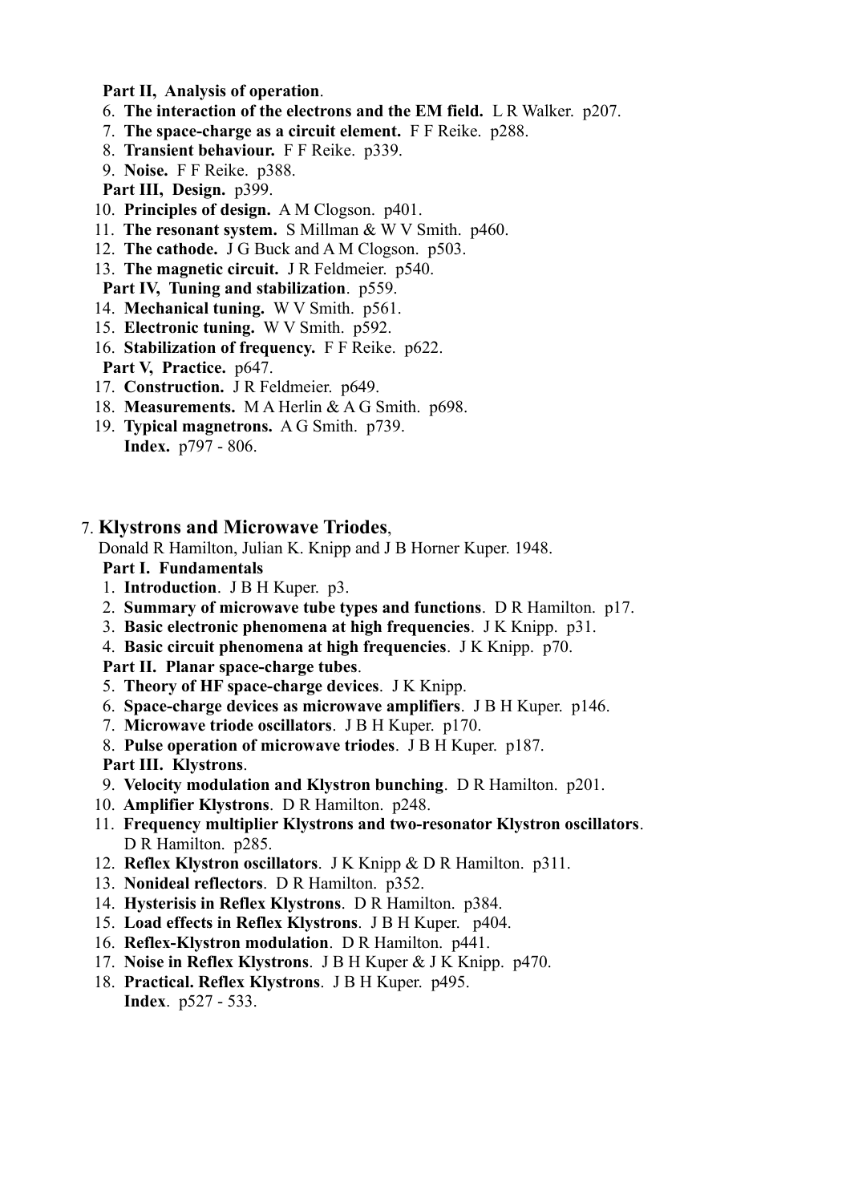**Part II, Analysis of operation**.

6. **The interaction of the electrons and the EM field.** L R Walker. p207.
7. **The space-charge as a circuit element.** F F Reike. p288.
8. **Transient behaviour.** F F Reike. p339.
9. **Noise.** F F Reike. p388.

**Part III, Design.** p399.

10. **Principles of design.** A M Clogson. p401.
11. **The resonant system.** S Millman & W V Smith. p460.
12. **The cathode.** J G Buck and A M Clogson. p503.
13. **The magnetic circuit.** J R Feldmeier. p540.

**Part IV, Tuning and stabilization**. p559.

14. **Mechanical tuning.** W V Smith. p561.
15. **Electronic tuning.** W V Smith. p592.
16. **Stabilization of frequency.** F F Reike. p622.

**Part V, Practice.** p647.

17. **Construction.** J R Feldmeier. p649.
18. **Measurements.** M A Herlin & A G Smith. p698.
19. **Typical magnetrons.** A G Smith. p739.

**Index.** p797 - 806.

7. **Klystrons and Microwave Triodes**,
Donald R Hamilton, Julian K. Knipp and J B Horner Kuper. 1948.

**Part I. Fundamentals**

1. **Introduction**. J B H Kuper. p3.
2. **Summary of microwave tube types and functions**. D R Hamilton. p17.
3. **Basic electronic phenomena at high frequencies**. J K Knipp. p31.
4. **Basic circuit phenomena at high frequencies**. J K Knipp. p70.

**Part II. Planar space-charge tubes**.

5. **Theory of HF space-charge devices**. J K Knipp.
6. **Space-charge devices as microwave amplifiers**. J B H Kuper. p146.
7. **Microwave triode oscillators**. J B H Kuper. p170.
8. **Pulse operation of microwave triodes**. J B H Kuper. p187.

**Part III. Klystrons**.

9. **Velocity modulation and Klystron bunching**. D R Hamilton. p201.
10. **Amplifier Klystrons**. D R Hamilton. p248.
11. **Frequency multiplier Klystrons and two-resonator Klystron oscillators**. D R Hamilton. p285.
12. **Reflex Klystron oscillators**. J K Knipp & D R Hamilton. p311.
13. **Nonideal reflectors**. D R Hamilton. p352.
14. **Hysterisis in Reflex Klystrons**. D R Hamilton. p384.
15. **Load effects in Reflex Klystrons**. J B H Kuper. p404.
16. **Reflex-Klystron modulation**. D R Hamilton. p441.
17. **Noise in Reflex Klystrons**. J B H Kuper & J K Knipp. p470.
18. **Practical. Reflex Klystrons**. J B H Kuper. p495.

**Index**. p527 - 533.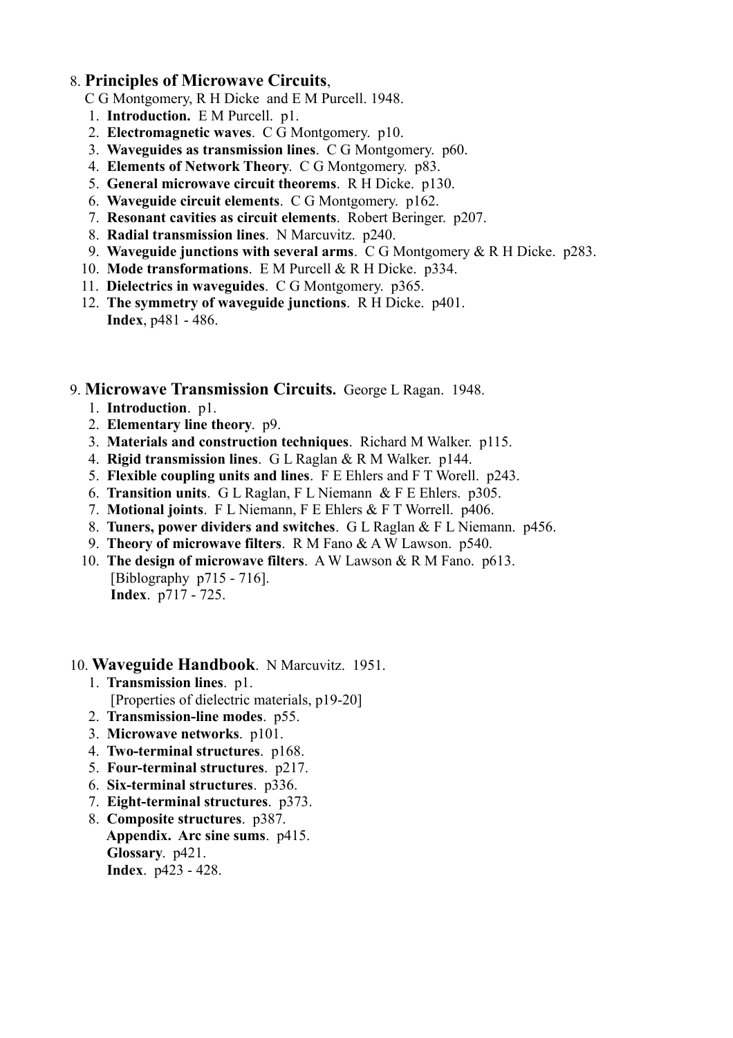8. **Principles of Microwave Circuits**,
   C G Montgomery, R H Dicke and E M Purcell. 1948.
   1. **Introduction.** E M Purcell. p1.
   2. **Electromagnetic waves**. C G Montgomery. p10.
   3. **Waveguides as transmission lines**. C G Montgomery. p60.
   4. **Elements of Network Theory**. C G Montgomery. p83.
   5. **General microwave circuit theorems**. R H Dicke. p130.
   6. **Waveguide circuit elements**. C G Montgomery. p162.
   7. **Resonant cavities as circuit elements**. Robert Beringer. p207.
   8. **Radial transmission lines**. N Marcuvitz. p240.
   9. **Waveguide junctions with several arms**. C G Montgomery & R H Dicke. p283.
   10. **Mode transformations**. E M Purcell & R H Dicke. p334.
   11. **Dielectrics in waveguides**. C G Montgomery. p365.
   12. **The symmetry of waveguide junctions**. R H Dicke. p401.
   **Index**, p481 - 486.

9. **Microwave Transmission Circuits.** George L Ragan. 1948.
   1. **Introduction**. p1.
   2. **Elementary line theory**. p9.
   3. **Materials and construction techniques**. Richard M Walker. p115.
   4. **Rigid transmission lines**. G L Raglan & R M Walker. p144.
   5. **Flexible coupling units and lines**. F E Ehlers and F T Worell. p243.
   6. **Transition units**. G L Raglan, F L Niemann & F E Ehlers. p305.
   7. **Motional joints**. F L Niemann, F E Ehlers & F T Worrell. p406.
   8. **Tuners, power dividers and switches**. G L Raglan & F L Niemann. p456.
   9. **Theory of microwave filters**. R M Fano & A W Lawson. p540.
   10. **The design of microwave filters**. A W Lawson & R M Fano. p613.
   [Biblography p715 - 716].
   **Index**. p717 - 725.

10. **Waveguide Handbook**. N Marcuvitz. 1951.
   1. **Transmission lines**. p1.
   [Properties of dielectric materials, p19-20]
   2. **Transmission-line modes**. p55.
   3. **Microwave networks**. p101.
   4. **Two-terminal structures**. p168.
   5. **Four-terminal structures**. p217.
   6. **Six-terminal structures**. p336.
   7. **Eight-terminal structures**. p373.
   8. **Composite structures**. p387.
   **Appendix. Arc sine sums**. p415.
   **Glossary**. p421.
   **Index**. p423 - 428.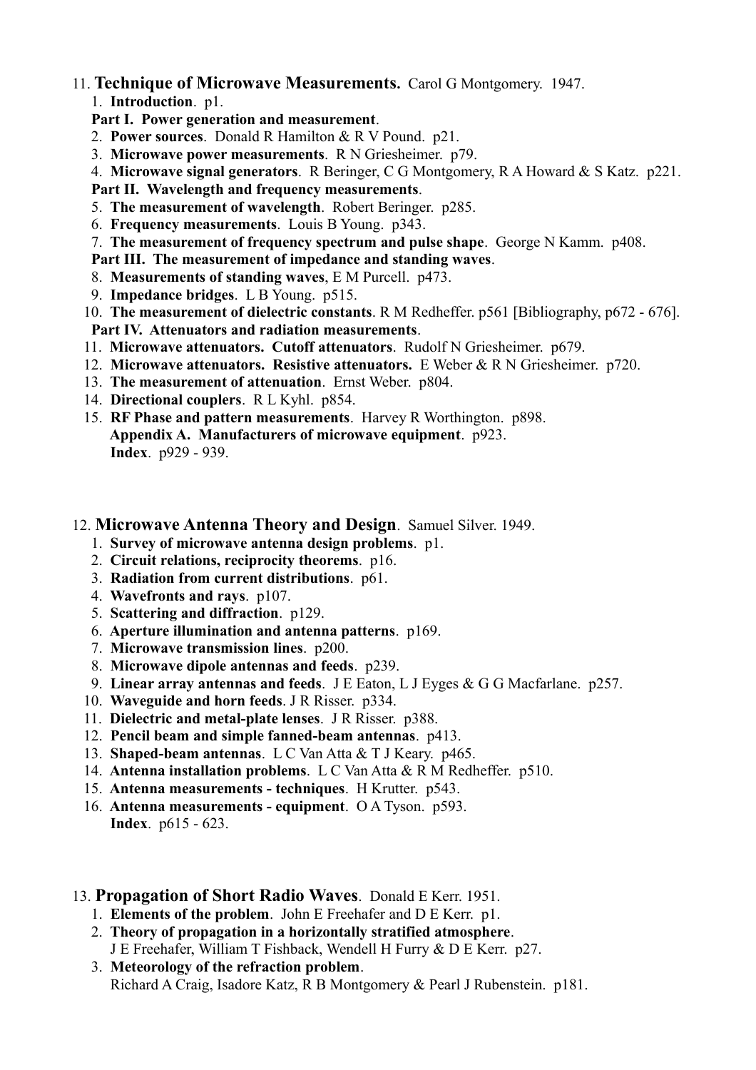11. **Technique of Microwave Measurements.** Carol G Montgomery. 1947.

1. **Introduction**. p1.

**Part I. Power generation and measurement**.

2. **Power sources**. Donald R Hamilton & R V Pound. p21.
3. **Microwave power measurements**. R N Griesheimer. p79.
4. **Microwave signal generators**. R Beringer, C G Montgomery, R A Howard & S Katz. p221.

**Part II. Wavelength and frequency measurements**.

5. **The measurement of wavelength**. Robert Beringer. p285.
6. **Frequency measurements**. Louis B Young. p343.
7. **The measurement of frequency spectrum and pulse shape**. George N Kamm. p408.

**Part III. The measurement of impedance and standing waves**.

8. **Measurements of standing waves**, E M Purcell. p473.
9. **Impedance bridges**. L B Young. p515.
10. **The measurement of dielectric constants**. R M Redheffer. p561 [Bibliography, p672 - 676].

**Part IV. Attenuators and radiation measurements**.

11. **Microwave attenuators. Cutoff attenuators**. Rudolf N Griesheimer. p679.
12. **Microwave attenuators. Resistive attenuators.** E Weber & R N Griesheimer. p720.
13. **The measurement of attenuation**. Ernst Weber. p804.
14. **Directional couplers**. R L Kyhl. p854.
15. **RF Phase and pattern measurements**. Harvey R Worthington. p898.

**Appendix A. Manufacturers of microwave equipment**. p923.
**Index**. p929 - 939.

12. **Microwave Antenna Theory and Design**. Samuel Silver. 1949.

1. **Survey of microwave antenna design problems**. p1.
2. **Circuit relations, reciprocity theorems**. p16.
3. **Radiation from current distributions**. p61.
4. **Wavefronts and rays**. p107.
5. **Scattering and diffraction**. p129.
6. **Aperture illumination and antenna patterns**. p169.
7. **Microwave transmission lines**. p200.
8. **Microwave dipole antennas and feeds**. p239.
9. **Linear array antennas and feeds**. J E Eaton, L J Eyges & G G Macfarlane. p257.
10. **Waveguide and horn feeds**. J R Risser. p334.
11. **Dielectric and metal-plate lenses**. J R Risser. p388.
12. **Pencil beam and simple fanned-beam antennas**. p413.
13. **Shaped-beam antennas**. L C Van Atta & T J Keary. p465.
14. **Antenna installation problems**. L C Van Atta & R M Redheffer. p510.
15. **Antenna measurements - techniques**. H Krutter. p543.
16. **Antenna measurements - equipment**. O A Tyson. p593.

**Index**. p615 - 623.

13. **Propagation of Short Radio Waves**. Donald E Kerr. 1951.

1. **Elements of the problem**. John E Freehafer and D E Kerr. p1.
2. **Theory of propagation in a horizontally stratified atmosphere**.
   J E Freehafer, William T Fishback, Wendell H Furry & D E Kerr. p27.
3. **Meteorology of the refraction problem**.
   Richard A Craig, Isadore Katz, R B Montgomery & Pearl J Rubenstein. p181.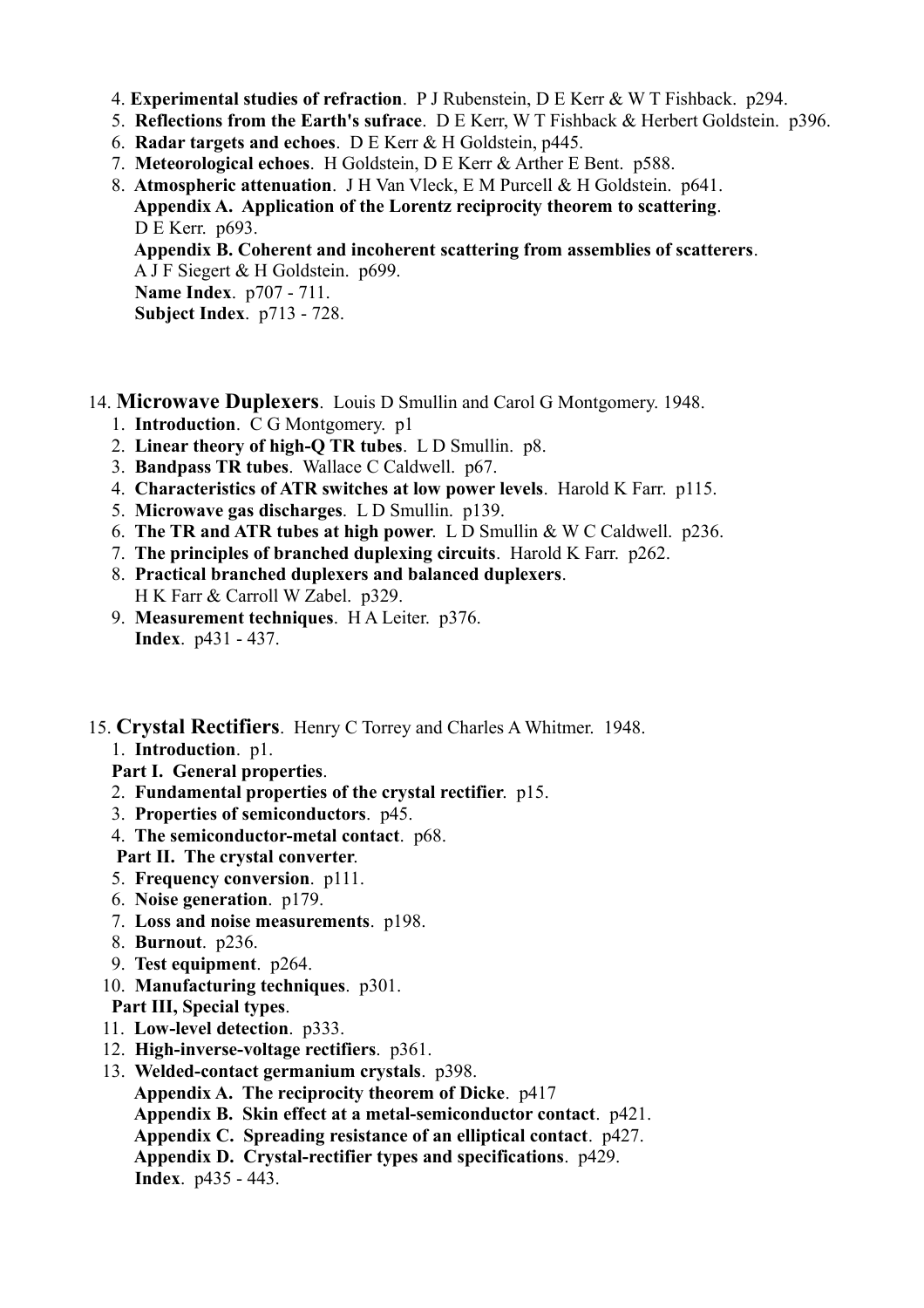4. **Experimental studies of refraction**. P J Rubenstein, D E Kerr & W T Fishback. p294.
5. **Reflections from the Earth's sufrace**. D E Kerr, W T Fishback & Herbert Goldstein. p396.
6. **Radar targets and echoes**. D E Kerr & H Goldstein, p445.
7. **Meteorological echoes**. H Goldstein, D E Kerr & Arther E Bent. p588.
8. **Atmospheric attenuation**. J H Van Vleck, E M Purcell & H Goldstein. p641.
   **Appendix A. Application of the Lorentz reciprocity theorem to scattering**. D E Kerr. p693.
   **Appendix B. Coherent and incoherent scattering from assemblies of scatterers**. A J F Siegert & H Goldstein. p699.
   **Name Index**. p707 - 711.
   **Subject Index**. p713 - 728.

14. **Microwave Duplexers**. Louis D Smullin and Carol G Montgomery. 1948.

1. **Introduction**. C G Montgomery. p1
2. **Linear theory of high-Q TR tubes**. L D Smullin. p8.
3. **Bandpass TR tubes**. Wallace C Caldwell. p67.
4. **Characteristics of ATR switches at low power levels**. Harold K Farr. p115.
5. **Microwave gas discharges**. L D Smullin. p139.
6. **The TR and ATR tubes at high power**. L D Smullin & W C Caldwell. p236.
7. **The principles of branched duplexing circuits**. Harold K Farr. p262.
8. **Practical branched duplexers and balanced duplexers**. H K Farr & Carroll W Zabel. p329.
9. **Measurement techniques**. H A Leiter. p376.
   **Index**. p431 - 437.

15. **Crystal Rectifiers**. Henry C Torrey and Charles A Whitmer. 1948.

1. **Introduction**. p1.

**Part I. General properties**.

2. **Fundamental properties of the crystal rectifier**. p15.
3. **Properties of semiconductors**. p45.
4. **The semiconductor-metal contact**. p68.

**Part II. The crystal converter**.

5. **Frequency conversion**. p111.
6. **Noise generation**. p179.
7. **Loss and noise measurements**. p198.
8. **Burnout**. p236.
9. **Test equipment**. p264.
10. **Manufacturing techniques**. p301.

**Part III, Special types**.

11. **Low-level detection**. p333.
12. **High-inverse-voltage rectifiers**. p361.
13. **Welded-contact germanium crystals**. p398.
    **Appendix A. The reciprocity theorem of Dicke**. p417
    **Appendix B. Skin effect at a metal-semiconductor contact**. p421.
    **Appendix C. Spreading resistance of an elliptical contact**. p427.
    **Appendix D. Crystal-rectifier types and specifications**. p429.
    **Index**. p435 - 443.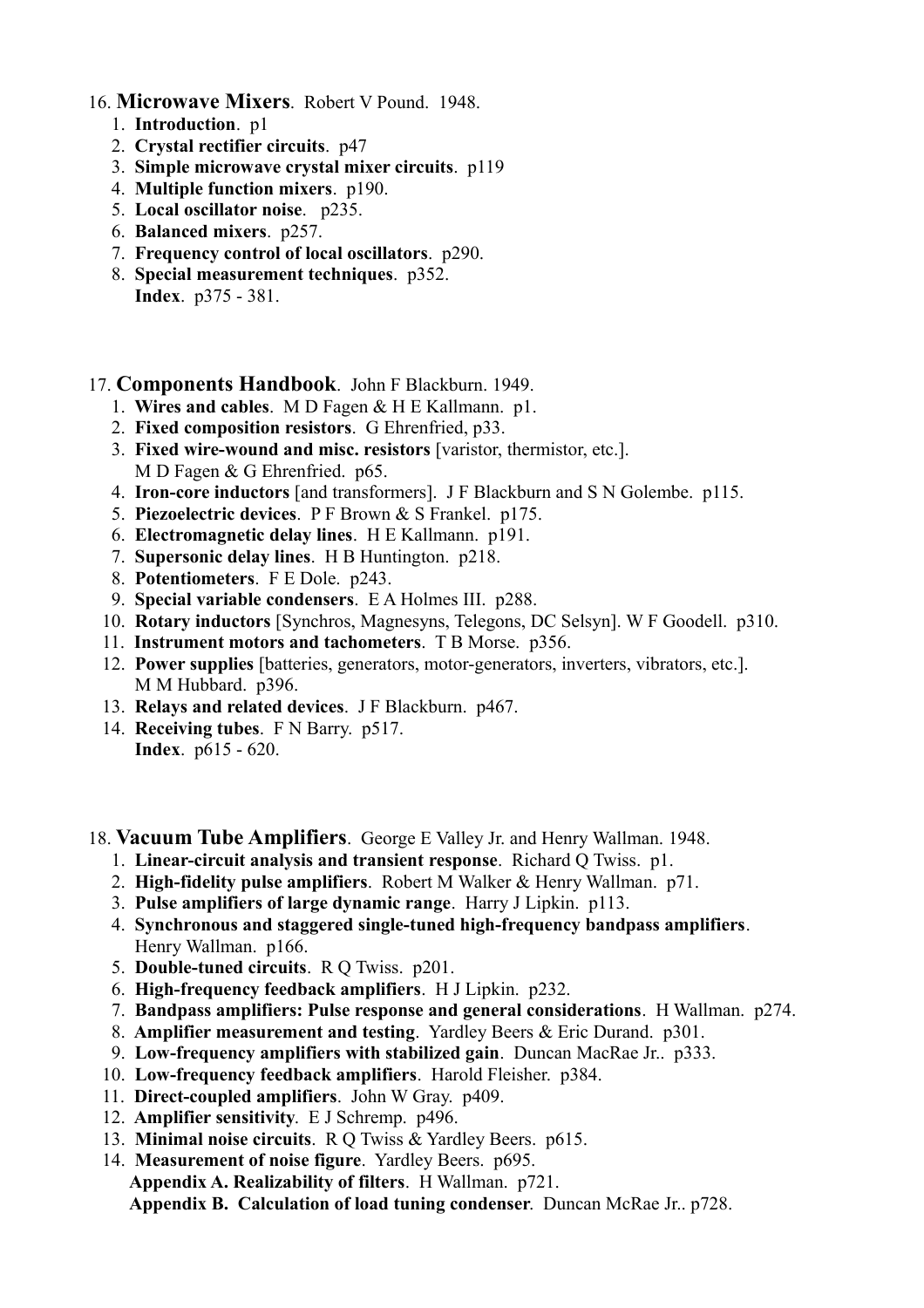16. **Microwave Mixers**. Robert V Pound. 1948.
    1. **Introduction**. p1
    2. **Crystal rectifier circuits**. p47
    3. **Simple microwave crystal mixer circuits**. p119
    4. **Multiple function mixers**. p190.
    5. **Local oscillator noise**. p235.
    6. **Balanced mixers**. p257.
    7. **Frequency control of local oscillators**. p290.
    8. **Special measurement techniques**. p352.

    **Index**. p375 - 381.

17. **Components Handbook**. John F Blackburn. 1949.
    1. **Wires and cables**. M D Fagen & H E Kallmann. p1.
    2. **Fixed composition resistors**. G Ehrenfried, p33.
    3. **Fixed wire-wound and misc. resistors** [varistor, thermistor, etc.]. M D Fagen & G Ehrenfried. p65.
    4. **Iron-core inductors** [and transformers]. J F Blackburn and S N Golembe. p115.
    5. **Piezoelectric devices**. P F Brown & S Frankel. p175.
    6. **Electromagnetic delay lines**. H E Kallmann. p191.
    7. **Supersonic delay lines**. H B Huntington. p218.
    8. **Potentiometers**. F E Dole. p243.
    9. **Special variable condensers**. E A Holmes III. p288.
    10. **Rotary inductors** [Synchros, Magnesyns, Telegons, DC Selsyn]. W F Goodell. p310.
    11. **Instrument motors and tachometers**. T B Morse. p356.
    12. **Power supplies** [batteries, generators, motor-generators, inverters, vibrators, etc.]. M M Hubbard. p396.
    13. **Relays and related devices**. J F Blackburn. p467.
    14. **Receiving tubes**. F N Barry. p517.

    **Index**. p615 - 620.

18. **Vacuum Tube Amplifiers**. George E Valley Jr. and Henry Wallman. 1948.
    1. **Linear-circuit analysis and transient response**. Richard Q Twiss. p1.
    2. **High-fidelity pulse amplifiers**. Robert M Walker & Henry Wallman. p71.
    3. **Pulse amplifiers of large dynamic range**. Harry J Lipkin. p113.
    4. **Synchronous and staggered single-tuned high-frequency bandpass amplifiers**. Henry Wallman. p166.
    5. **Double-tuned circuits**. R Q Twiss. p201.
    6. **High-frequency feedback amplifiers**. H J Lipkin. p232.
    7. **Bandpass amplifiers: Pulse response and general considerations**. H Wallman. p274.
    8. **Amplifier measurement and testing**. Yardley Beers & Eric Durand. p301.
    9. **Low-frequency amplifiers with stabilized gain**. Duncan MacRae Jr.. p333.
    10. **Low-frequency feedback amplifiers**. Harold Fleisher. p384.
    11. **Direct-coupled amplifiers**. John W Gray. p409.
    12. **Amplifier sensitivity**. E J Schremp. p496.
    13. **Minimal noise circuits**. R Q Twiss & Yardley Beers. p615.
    14. **Measurement of noise figure**. Yardley Beers. p695.

    **Appendix A. Realizability of filters**. H Wallman. p721.

    **Appendix B. Calculation of load tuning condenser**. Duncan McRae Jr.. p728.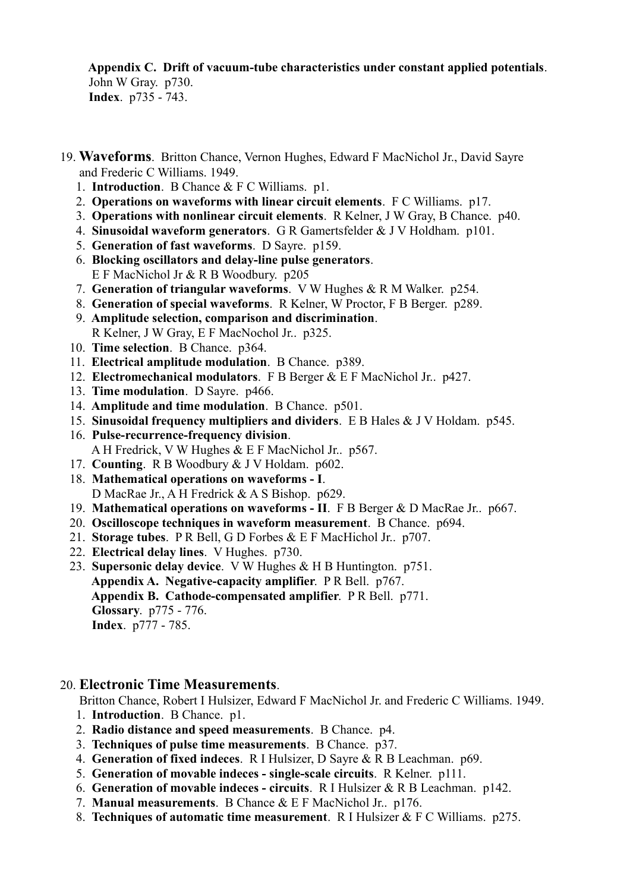**Appendix C. Drift of vacuum-tube characteristics under constant applied potentials**. John W Gray. p730.
**Index**. p735 - 743.

19. **Waveforms**. Britton Chance, Vernon Hughes, Edward F MacNichol Jr., David Sayre and Frederic C Williams. 1949.
    1. **Introduction**. B Chance & F C Williams. p1.
    2. **Operations on waveforms with linear circuit elements**. F C Williams. p17.
    3. **Operations with nonlinear circuit elements**. R Kelner, J W Gray, B Chance. p40.
    4. **Sinusoidal waveform generators**. G R Gamertsfelder & J V Holdham. p101.
    5. **Generation of fast waveforms**. D Sayre. p159.
    6. **Blocking oscillators and delay-line pulse generators**. E F MacNichol Jr & R B Woodbury. p205
    7. **Generation of triangular waveforms**. V W Hughes & R M Walker. p254.
    8. **Generation of special waveforms**. R Kelner, W Proctor, F B Berger. p289.
    9. **Amplitude selection, comparison and discrimination**. R Kelner, J W Gray, E F MacNochol Jr.. p325.
    10. **Time selection**. B Chance. p364.
    11. **Electrical amplitude modulation**. B Chance. p389.
    12. **Electromechanical modulators**. F B Berger & E F MacNichol Jr.. p427.
    13. **Time modulation**. D Sayre. p466.
    14. **Amplitude and time modulation**. B Chance. p501.
    15. **Sinusoidal frequency multipliers and dividers**. E B Hales & J V Holdam. p545.
    16. **Pulse-recurrence-frequency division**. A H Fredrick, V W Hughes & E F MacNichol Jr.. p567.
    17. **Counting**. R B Woodbury & J V Holdam. p602.
    18. **Mathematical operations on waveforms - I**. D MacRae Jr., A H Fredrick & A S Bishop. p629.
    19. **Mathematical operations on waveforms - II**. F B Berger & D MacRae Jr.. p667.
    20. **Oscilloscope techniques in waveform measurement**. B Chance. p694.
    21. **Storage tubes**. P R Bell, G D Forbes & E F MacHichol Jr.. p707.
    22. **Electrical delay lines**. V Hughes. p730.
    23. **Supersonic delay device**. V W Hughes & H B Huntington. p751.

    **Appendix A. Negative-capacity amplifier**. P R Bell. p767.
    **Appendix B. Cathode-compensated amplifier**. P R Bell. p771.
    **Glossary**. p775 - 776.
    **Index**. p777 - 785.

20. **Electronic Time Measurements**. Britton Chance, Robert I Hulsizer, Edward F MacNichol Jr. and Frederic C Williams. 1949.
    1. **Introduction**. B Chance. p1.
    2. **Radio distance and speed measurements**. B Chance. p4.
    3. **Techniques of pulse time measurements**. B Chance. p37.
    4. **Generation of fixed indeces**. R I Hulsizer, D Sayre & R B Leachman. p69.
    5. **Generation of movable indeces - single-scale circuits**. R Kelner. p111.
    6. **Generation of movable indeces - circuits**. R I Hulsizer & R B Leachman. p142.
    7. **Manual measurements**. B Chance & E F MacNichol Jr.. p176.
    8. **Techniques of automatic time measurement**. R I Hulsizer & F C Williams. p275.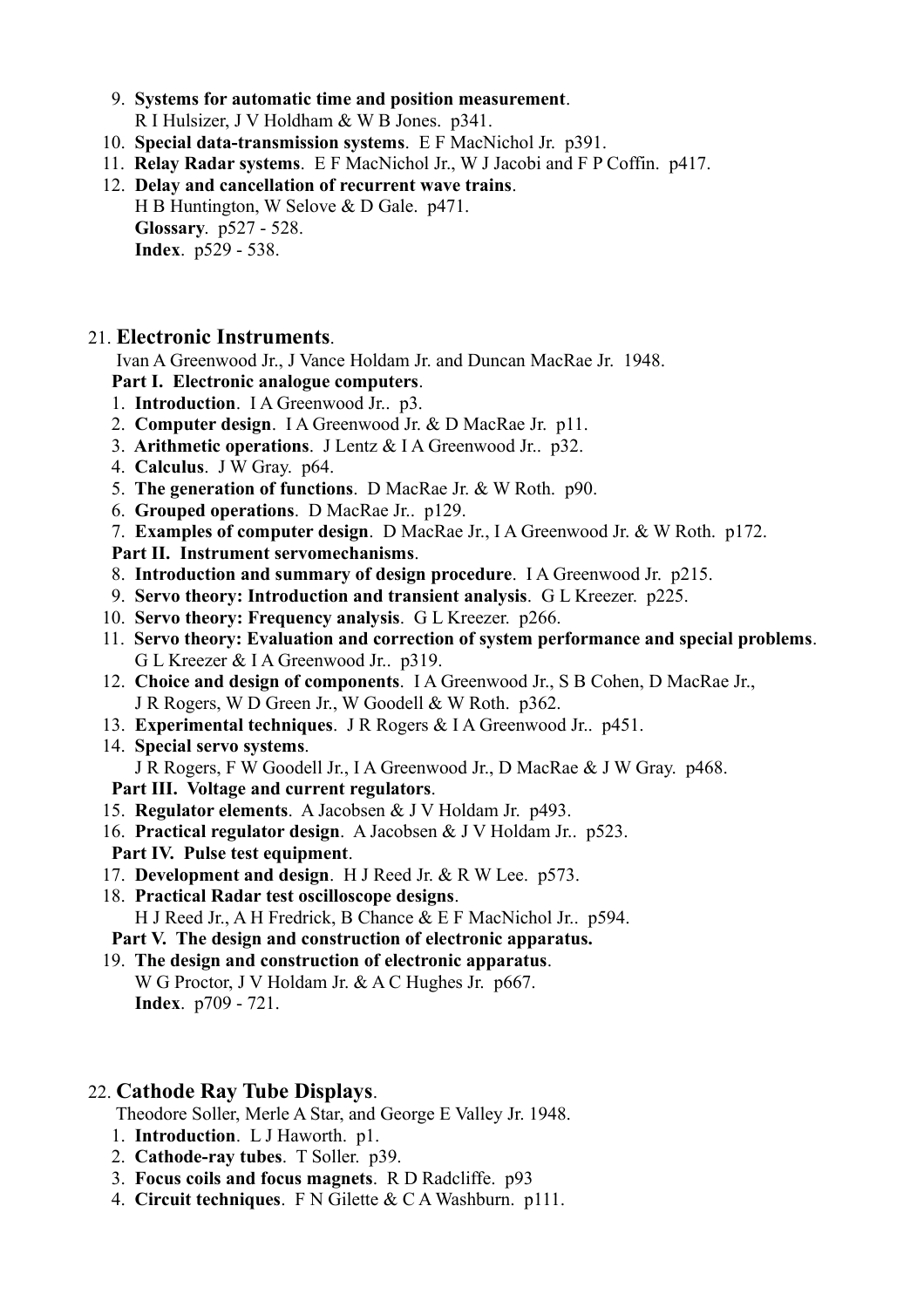9. **Systems for automatic time and position measurement**.
   R I Hulsizer, J V Holdham & W B Jones. p341.
10. **Special data-transmission systems**. E F MacNichol Jr. p391.
11. **Relay Radar systems**. E F MacNichol Jr., W J Jacobi and F P Coffin. p417.
12. **Delay and cancellation of recurrent wave trains**.
    H B Huntington, W Selove & D Gale. p471.
    **Glossary**. p527 - 528.
    **Index**. p529 - 538.

## 21. **Electronic Instruments**.

Ivan A Greenwood Jr., J Vance Holdam Jr. and Duncan MacRae Jr. 1948.

**Part I. Electronic analogue computers**.

1. **Introduction**. I A Greenwood Jr.. p3.
2. **Computer design**. I A Greenwood Jr. & D MacRae Jr. p11.
3. **Arithmetic operations**. J Lentz & I A Greenwood Jr.. p32.
4. **Calculus**. J W Gray. p64.
5. **The generation of functions**. D MacRae Jr. & W Roth. p90.
6. **Grouped operations**. D MacRae Jr.. p129.
7. **Examples of computer design**. D MacRae Jr., I A Greenwood Jr. & W Roth. p172.

**Part II. Instrument servomechanisms**.

8. **Introduction and summary of design procedure**. I A Greenwood Jr. p215.
9. **Servo theory: Introduction and transient analysis**. G L Kreezer. p225.
10. **Servo theory: Frequency analysis**. G L Kreezer. p266.
11. **Servo theory: Evaluation and correction of system performance and special problems**.
    G L Kreezer & I A Greenwood Jr.. p319.
12. **Choice and design of components**. I A Greenwood Jr., S B Cohen, D MacRae Jr.,
    J R Rogers, W D Green Jr., W Goodell & W Roth. p362.
13. **Experimental techniques**. J R Rogers & I A Greenwood Jr.. p451.
14. **Special servo systems**.
    J R Rogers, F W Goodell Jr., I A Greenwood Jr., D MacRae & J W Gray. p468.

**Part III. Voltage and current regulators**.

15. **Regulator elements**. A Jacobsen & J V Holdam Jr. p493.
16. **Practical regulator design**. A Jacobsen & J V Holdam Jr.. p523.

**Part IV. Pulse test equipment**.

17. **Development and design**. H J Reed Jr. & R W Lee. p573.
18. **Practical Radar test oscilloscope designs**.
    H J Reed Jr., A H Fredrick, B Chance & E F MacNichol Jr.. p594.

**Part V. The design and construction of electronic apparatus.**

19. **The design and construction of electronic apparatus**.
    W G Proctor, J V Holdam Jr. & A C Hughes Jr. p667.
    **Index**. p709 - 721.

## 22. **Cathode Ray Tube Displays**.

Theodore Soller, Merle A Star, and George E Valley Jr. 1948.

1. **Introduction**. L J Haworth. p1.
2. **Cathode-ray tubes**. T Soller. p39.
3. **Focus coils and focus magnets**. R D Radcliffe. p93
4. **Circuit techniques**. F N Gilette & C A Washburn. p111.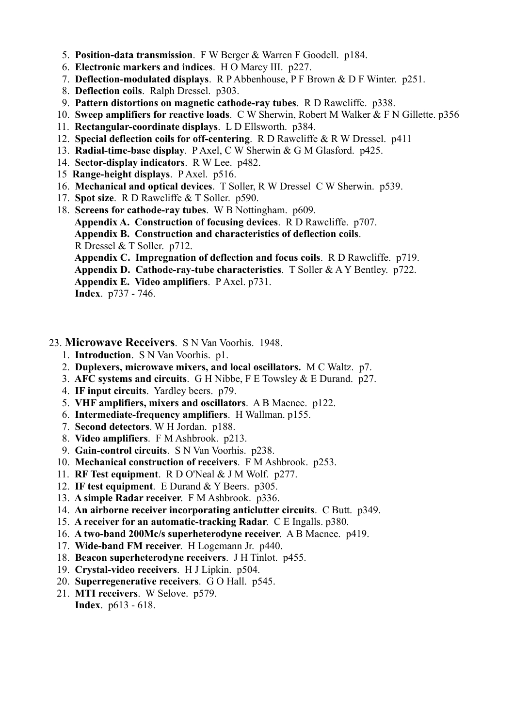5. **Position-data transmission**. F W Berger & Warren F Goodell. p184.
6. **Electronic markers and indices**. H O Marcy III. p227.
7. **Deflection-modulated displays**. R P Abbenhouse, P F Brown & D F Winter. p251.
8. **Deflection coils**. Ralph Dressel. p303.
9. **Pattern distortions on magnetic cathode-ray tubes**. R D Rawcliffe. p338.
10. **Sweep amplifiers for reactive loads**. C W Sherwin, Robert M Walker & F N Gillette. p356
11. **Rectangular-coordinate displays**. L D Ellsworth. p384.
12. **Special deflection coils for off-centering**. R D Rawcliffe & R W Dressel. p411
13. **Radial-time-base display**. P Axel, C W Sherwin & G M Glasford. p425.
14. **Sector-display indicators**. R W Lee. p482.
15. **Range-height displays**. P Axel. p516.
16. **Mechanical and optical devices**. T Soller, R W Dressel C W Sherwin. p539.
17. **Spot size**. R D Rawcliffe & T Soller. p590.
18. **Screens for cathode-ray tubes**. W B Nottingham. p609.

    **Appendix A. Construction of focusing devices**. R D Rawcliffe. p707.

    **Appendix B. Construction and characteristics of deflection coils**. R Dressel & T Soller. p712.

    **Appendix C. Impregnation of deflection and focus coils**. R D Rawcliffe. p719.

    **Appendix D. Cathode-ray-tube characteristics**. T Soller & A Y Bentley. p722.

    **Appendix E. Video amplifiers**. P Axel. p731.

    **Index**. p737 - 746.

23. **Microwave Receivers**. S N Van Voorhis. 1948.
    1. **Introduction**. S N Van Voorhis. p1.
    2. **Duplexers, microwave mixers, and local oscillators.** M C Waltz. p7.
    3. **AFC systems and circuits**. G H Nibbe, F E Towsley & E Durand. p27.
    4. **IF input circuits**. Yardley beers. p79.
    5. **VHF amplifiers, mixers and oscillators**. A B Macnee. p122.
    6. **Intermediate-frequency amplifiers**. H Wallman. p155.
    7. **Second detectors**. W H Jordan. p188.
    8. **Video amplifiers**. F M Ashbrook. p213.
    9. **Gain-control circuits**. S N Van Voorhis. p238.
    10. **Mechanical construction of receivers**. F M Ashbrook. p253.
    11. **RF Test equipment**. R D O'Neal & J M Wolf. p277.
    12. **IF test equipment**. E Durand & Y Beers. p305.
    13. **A simple Radar receiver**. F M Ashbrook. p336.
    14. **An airborne receiver incorporating anticlutter circuits**. C Butt. p349.
    15. **A receiver for an automatic-tracking Radar**. C E Ingalls. p380.
    16. **A two-band 200Mc/s superheterodyne receiver**. A B Macnee. p419.
    17. **Wide-band FM receiver**. H Logemann Jr. p440.
    18. **Beacon superheterodyne receivers**. J H Tinlot. p455.
    19. **Crystal-video receivers**. H J Lipkin. p504.
    20. **Superregenerative receivers**. G O Hall. p545.
    21. **MTI receivers**. W Selove. p579.

    **Index**. p613 - 618.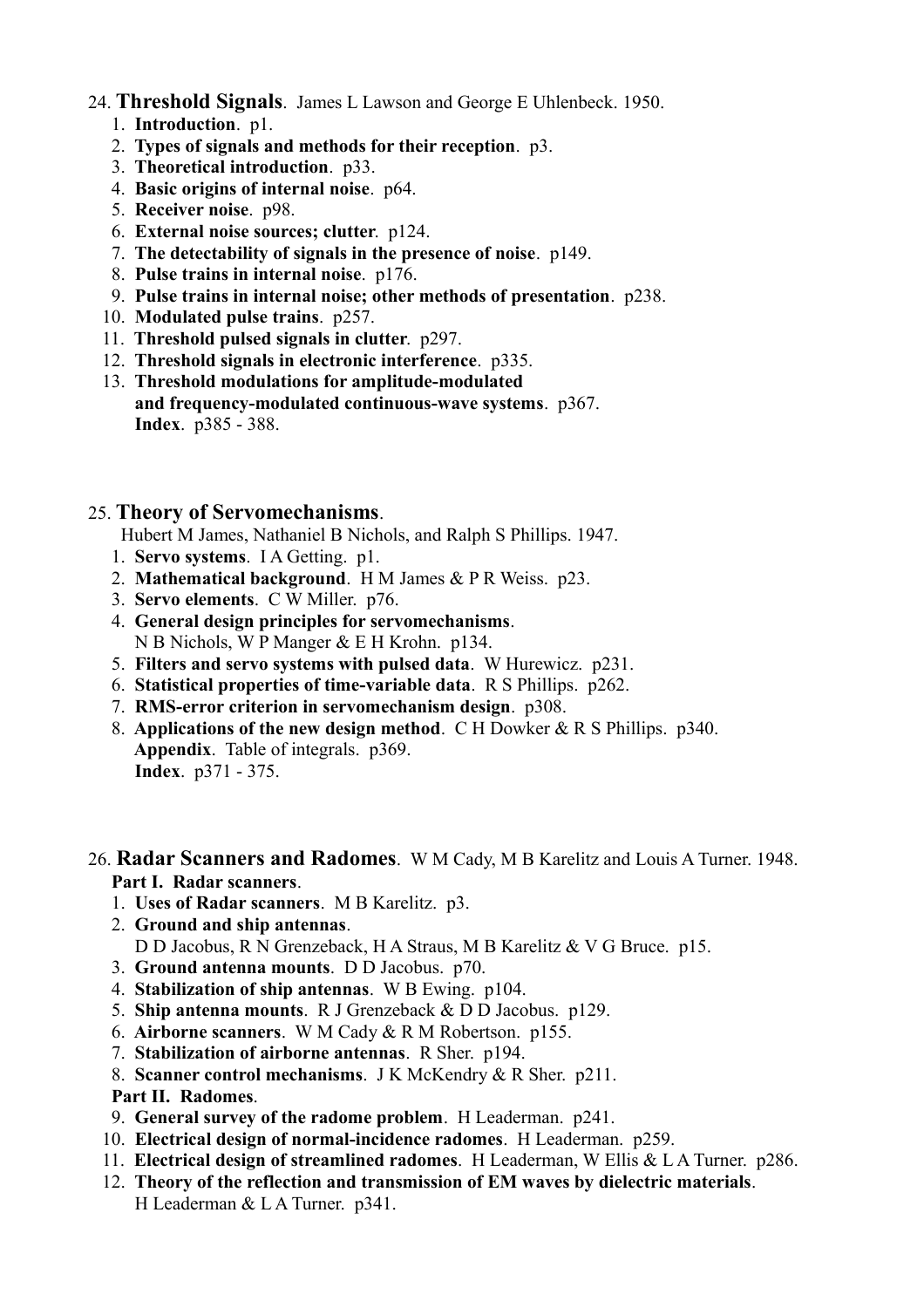24. **Threshold Signals**. James L Lawson and George E Uhlenbeck. 1950.

1. **Introduction**. p1.
2. **Types of signals and methods for their reception**. p3.
3. **Theoretical introduction**. p33.
4. **Basic origins of internal noise**. p64.
5. **Receiver noise**. p98.
6. **External noise sources; clutter**. p124.
7. **The detectability of signals in the presence of noise**. p149.
8. **Pulse trains in internal noise**. p176.
9. **Pulse trains in internal noise; other methods of presentation**. p238.
10. **Modulated pulse trains**. p257.
11. **Threshold pulsed signals in clutter**. p297.
12. **Threshold signals in electronic interference**. p335.
13. **Threshold modulations for amplitude-modulated and frequency-modulated continuous-wave systems**. p367.
    **Index**. p385 - 388.

25. **Theory of Servomechanisms**.
Hubert M James, Nathaniel B Nichols, and Ralph S Phillips. 1947.

1. **Servo systems**. I A Getting. p1.
2. **Mathematical background**. H M James & P R Weiss. p23.
3. **Servo elements**. C W Miller. p76.
4. **General design principles for servomechanisms**.
   N B Nichols, W P Manger & E H Krohn. p134.
5. **Filters and servo systems with pulsed data**. W Hurewicz. p231.
6. **Statistical properties of time-variable data**. R S Phillips. p262.
7. **RMS-error criterion in servomechanism design**. p308.
8. **Applications of the new design method**. C H Dowker & R S Phillips. p340.
   **Appendix**. Table of integrals. p369.
   **Index**. p371 - 375.

26. **Radar Scanners and Radomes**. W M Cady, M B Karelitz and Louis A Turner. 1948.

**Part I. Radar scanners**.

1. **Uses of Radar scanners**. M B Karelitz. p3.
2. **Ground and ship antennas**.
   D D Jacobus, R N Grenzeback, H A Straus, M B Karelitz & V G Bruce. p15.
3. **Ground antenna mounts**. D D Jacobus. p70.
4. **Stabilization of ship antennas**. W B Ewing. p104.
5. **Ship antenna mounts**. R J Grenzeback & D D Jacobus. p129.
6. **Airborne scanners**. W M Cady & R M Robertson. p155.
7. **Stabilization of airborne antennas**. R Sher. p194.
8. **Scanner control mechanisms**. J K McKendry & R Sher. p211.

**Part II. Radomes**.

9. **General survey of the radome problem**. H Leaderman. p241.
10. **Electrical design of normal-incidence radomes**. H Leaderman. p259.
11. **Electrical design of streamlined radomes**. H Leaderman, W Ellis & L A Turner. p286.
12. **Theory of the reflection and transmission of EM waves by dielectric materials**.
    H Leaderman & L A Turner. p341.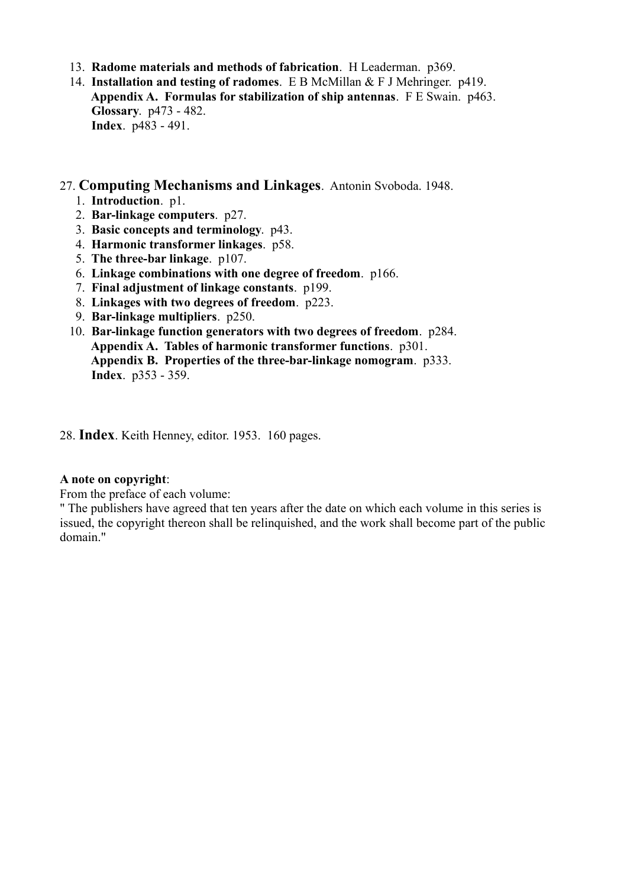13. **Radome materials and methods of fabrication**. H Leaderman. p369.
14. **Installation and testing of radomes**. E B McMillan & F J Mehringer. p419.
    **Appendix A. Formulas for stabilization of ship antennas**. F E Swain. p463.
    **Glossary**. p473 - 482.
    **Index**. p483 - 491.

27. **Computing Mechanisms and Linkages**. Antonin Svoboda. 1948.

1. **Introduction**. p1.
2. **Bar-linkage computers**. p27.
3. **Basic concepts and terminology**. p43.
4. **Harmonic transformer linkages**. p58.
5. **The three-bar linkage**. p107.
6. **Linkage combinations with one degree of freedom**. p166.
7. **Final adjustment of linkage constants**. p199.
8. **Linkages with two degrees of freedom**. p223.
9. **Bar-linkage multipliers**. p250.
10. **Bar-linkage function generators with two degrees of freedom**. p284.
    **Appendix A. Tables of harmonic transformer functions**. p301.
    **Appendix B. Properties of the three-bar-linkage nomogram**. p333.
    **Index**. p353 - 359.

28. **Index**. Keith Henney, editor. 1953. 160 pages.

**A note on copyright**:
From the preface of each volume:
" The publishers have agreed that ten years after the date on which each volume in this series is issued, the copyright thereon shall be relinquished, and the work shall become part of the public domain."